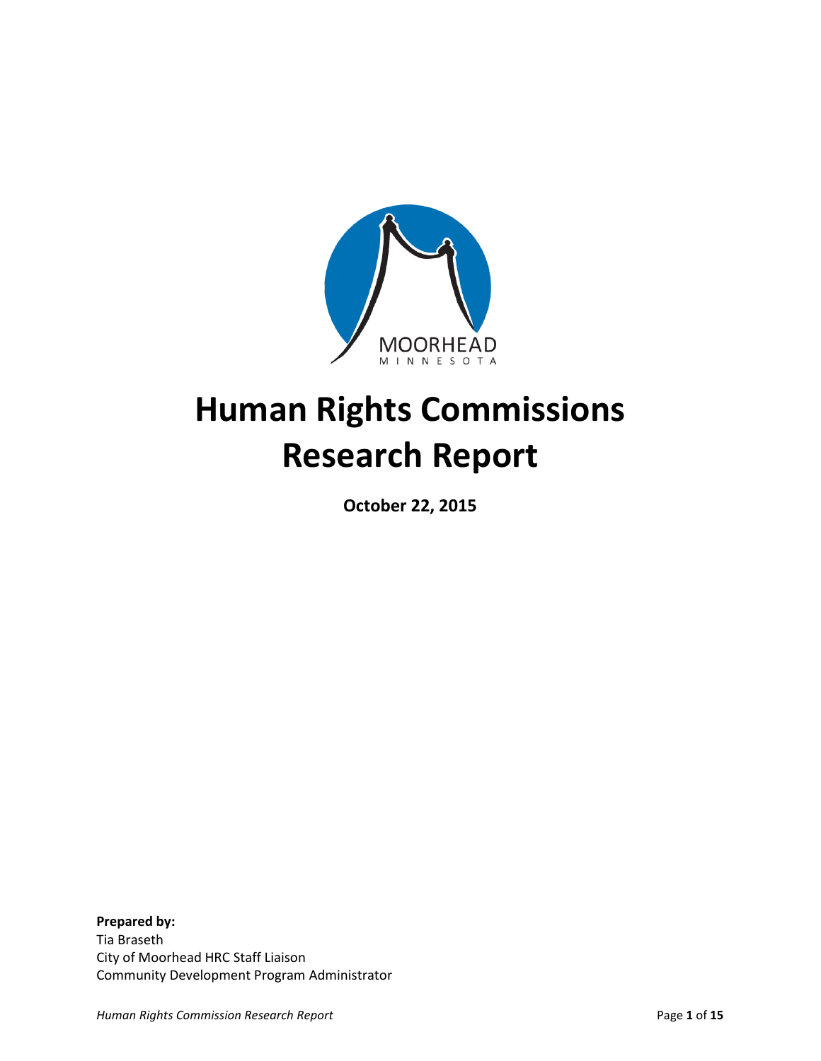# Human Rights Commissions Research Report

**October 22, 2015**

**Prepared by:**
Tia Braseth
City of Moorhead HRC Staff Liaison
Community Development Program Administrator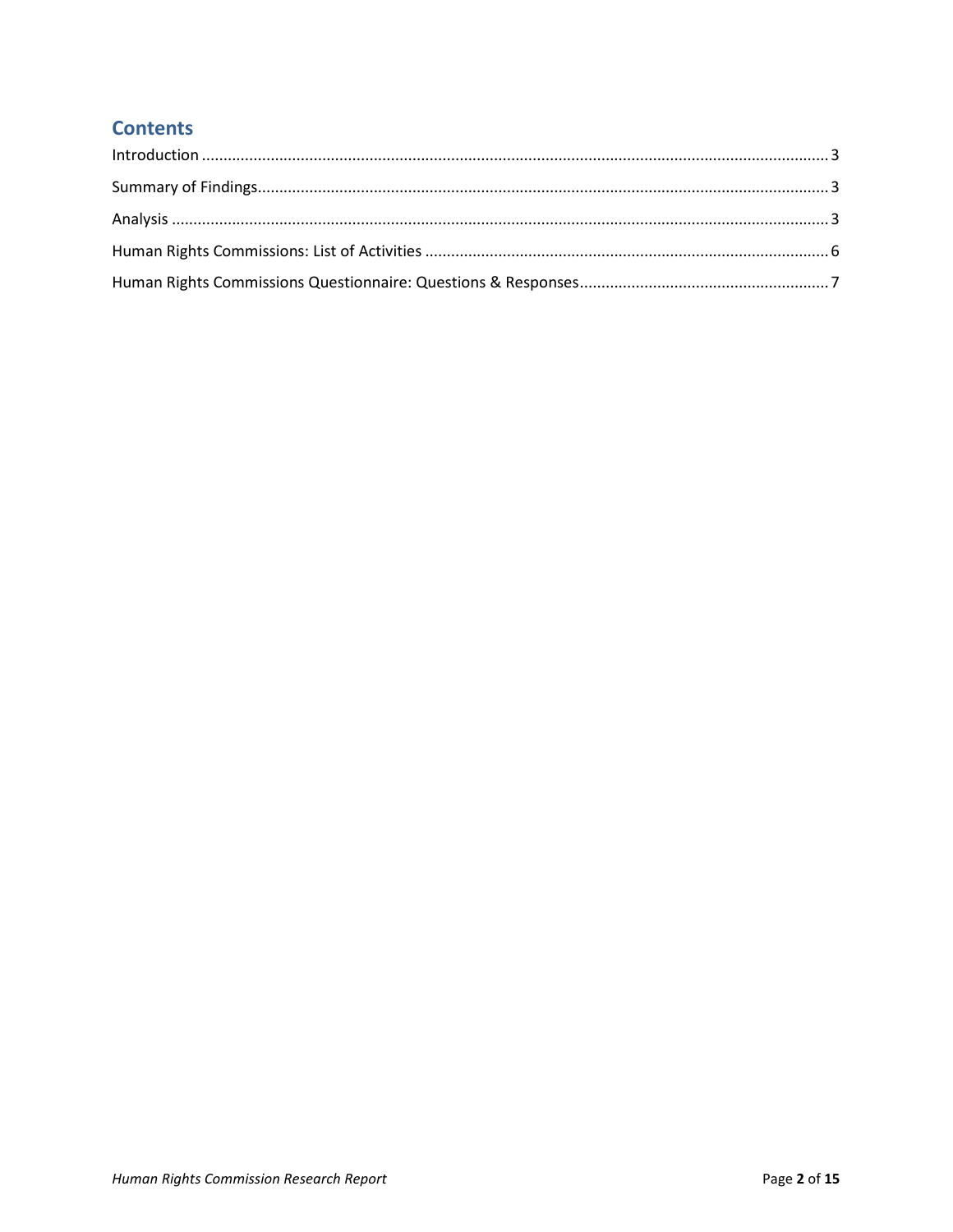## Contents

Introduction ................................................................................................ 3

Summary of Findings.................................................................................... 3

Analysis ...................................................................................................... 3

Human Rights Commissions: List of Activities ............................................... 6

Human Rights Commissions Questionnaire: Questions & Responses................ 7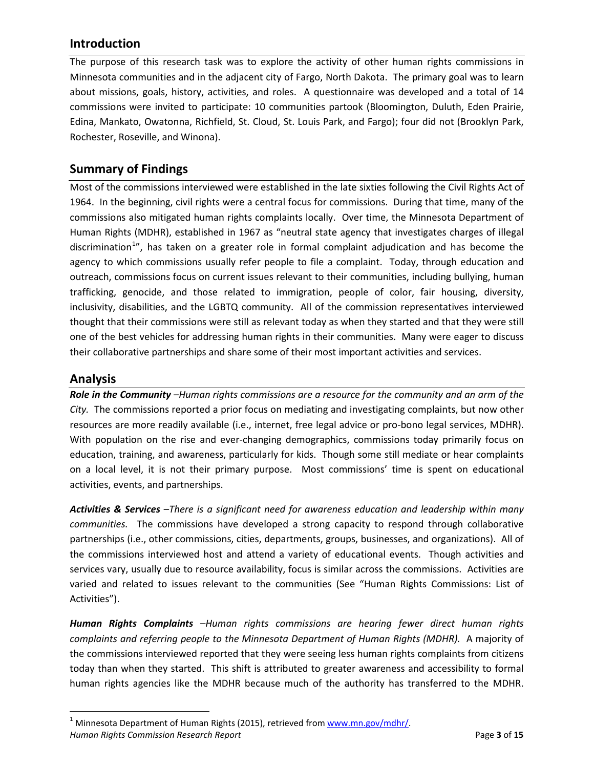## Introduction

The purpose of this research task was to explore the activity of other human rights commissions in Minnesota communities and in the adjacent city of Fargo, North Dakota. The primary goal was to learn about missions, goals, history, activities, and roles. A questionnaire was developed and a total of 14 commissions were invited to participate: 10 communities partook (Bloomington, Duluth, Eden Prairie, Edina, Mankato, Owatonna, Richfield, St. Cloud, St. Louis Park, and Fargo); four did not (Brooklyn Park, Rochester, Roseville, and Winona).

## Summary of Findings

Most of the commissions interviewed were established in the late sixties following the Civil Rights Act of 1964. In the beginning, civil rights were a central focus for commissions. During that time, many of the commissions also mitigated human rights complaints locally. Over time, the Minnesota Department of Human Rights (MDHR), established in 1967 as "neutral state agency that investigates charges of illegal discrimination[1]", has taken on a greater role in formal complaint adjudication and has become the agency to which commissions usually refer people to file a complaint. Today, through education and outreach, commissions focus on current issues relevant to their communities, including bullying, human trafficking, genocide, and those related to immigration, people of color, fair housing, diversity, inclusivity, disabilities, and the LGBTQ community. All of the commission representatives interviewed thought that their commissions were still as relevant today as when they started and that they were still one of the best vehicles for addressing human rights in their communities. Many were eager to discuss their collaborative partnerships and share some of their most important activities and services.

## Analysis

***Role in the Community*** *–Human rights commissions are a resource for the community and an arm of the City.* The commissions reported a prior focus on mediating and investigating complaints, but now other resources are more readily available (i.e., internet, free legal advice or pro-bono legal services, MDHR). With population on the rise and ever-changing demographics, commissions today primarily focus on education, training, and awareness, particularly for kids. Though some still mediate or hear complaints on a local level, it is not their primary purpose. Most commissions' time is spent on educational activities, events, and partnerships.

***Activities & Services*** *–There is a significant need for awareness education and leadership within many communities.* The commissions have developed a strong capacity to respond through collaborative partnerships (i.e., other commissions, cities, departments, groups, businesses, and organizations). All of the commissions interviewed host and attend a variety of educational events. Though activities and services vary, usually due to resource availability, focus is similar across the commissions. Activities are varied and related to issues relevant to the communities (See "Human Rights Commissions: List of Activities").

***Human Rights Complaints*** *–Human rights commissions are hearing fewer direct human rights complaints and referring people to the Minnesota Department of Human Rights (MDHR).* A majority of the commissions interviewed reported that they were seeing less human rights complaints from citizens today than when they started. This shift is attributed to greater awareness and accessibility to formal human rights agencies like the MDHR because much of the authority has transferred to the MDHR.

---

[1] Minnesota Department of Human Rights (2015), retrieved from www.mn.gov/mdhr/.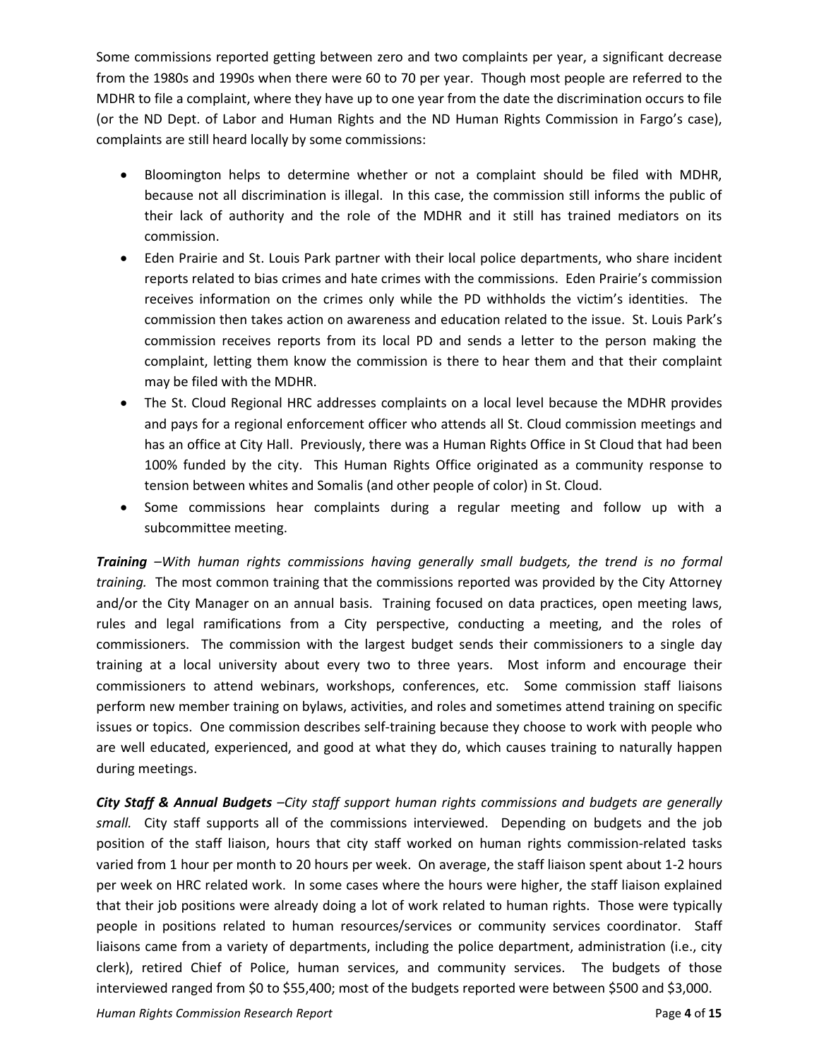Some commissions reported getting between zero and two complaints per year, a significant decrease from the 1980s and 1990s when there were 60 to 70 per year. Though most people are referred to the MDHR to file a complaint, where they have up to one year from the date the discrimination occurs to file (or the ND Dept. of Labor and Human Rights and the ND Human Rights Commission in Fargo's case), complaints are still heard locally by some commissions:

- Bloomington helps to determine whether or not a complaint should be filed with MDHR, because not all discrimination is illegal. In this case, the commission still informs the public of their lack of authority and the role of the MDHR and it still has trained mediators on its commission.
- Eden Prairie and St. Louis Park partner with their local police departments, who share incident reports related to bias crimes and hate crimes with the commissions. Eden Prairie's commission receives information on the crimes only while the PD withholds the victim's identities. The commission then takes action on awareness and education related to the issue. St. Louis Park's commission receives reports from its local PD and sends a letter to the person making the complaint, letting them know the commission is there to hear them and that their complaint may be filed with the MDHR.
- The St. Cloud Regional HRC addresses complaints on a local level because the MDHR provides and pays for a regional enforcement officer who attends all St. Cloud commission meetings and has an office at City Hall. Previously, there was a Human Rights Office in St Cloud that had been 100% funded by the city. This Human Rights Office originated as a community response to tension between whites and Somalis (and other people of color) in St. Cloud.
- Some commissions hear complaints during a regular meeting and follow up with a subcommittee meeting.

***Training*** *–With human rights commissions having generally small budgets, the trend is no formal training.* The most common training that the commissions reported was provided by the City Attorney and/or the City Manager on an annual basis. Training focused on data practices, open meeting laws, rules and legal ramifications from a City perspective, conducting a meeting, and the roles of commissioners. The commission with the largest budget sends their commissioners to a single day training at a local university about every two to three years. Most inform and encourage their commissioners to attend webinars, workshops, conferences, etc. Some commission staff liaisons perform new member training on bylaws, activities, and roles and sometimes attend training on specific issues or topics. One commission describes self-training because they choose to work with people who are well educated, experienced, and good at what they do, which causes training to naturally happen during meetings.

***City Staff & Annual Budgets*** *–City staff support human rights commissions and budgets are generally small.* City staff supports all of the commissions interviewed. Depending on budgets and the job position of the staff liaison, hours that city staff worked on human rights commission-related tasks varied from 1 hour per month to 20 hours per week. On average, the staff liaison spent about 1-2 hours per week on HRC related work. In some cases where the hours were higher, the staff liaison explained that their job positions were already doing a lot of work related to human rights. Those were typically people in positions related to human resources/services or community services coordinator. Staff liaisons came from a variety of departments, including the police department, administration (i.e., city clerk), retired Chief of Police, human services, and community services. The budgets of those interviewed ranged from $0 to $55,400; most of the budgets reported were between $500 and $3,000.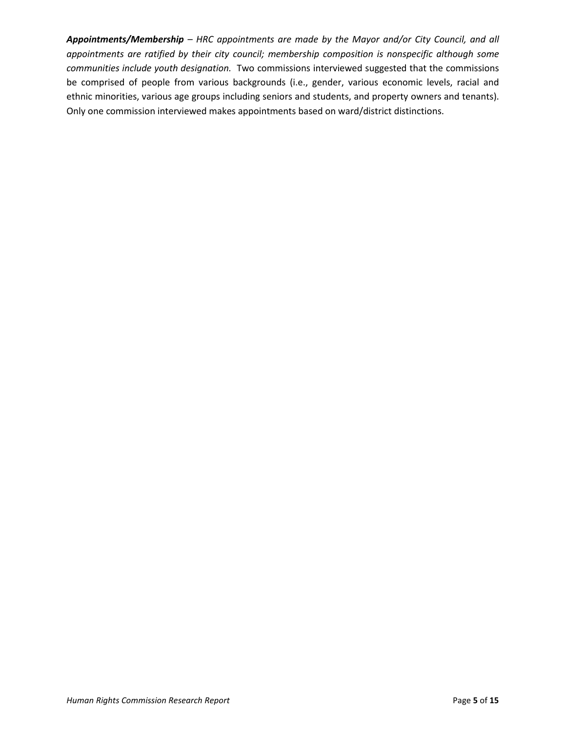***Appointments/Membership*** *– HRC appointments are made by the Mayor and/or City Council, and all appointments are ratified by their city council; membership composition is nonspecific although some communities include youth designation.* Two commissions interviewed suggested that the commissions be comprised of people from various backgrounds (i.e., gender, various economic levels, racial and ethnic minorities, various age groups including seniors and students, and property owners and tenants). Only one commission interviewed makes appointments based on ward/district distinctions.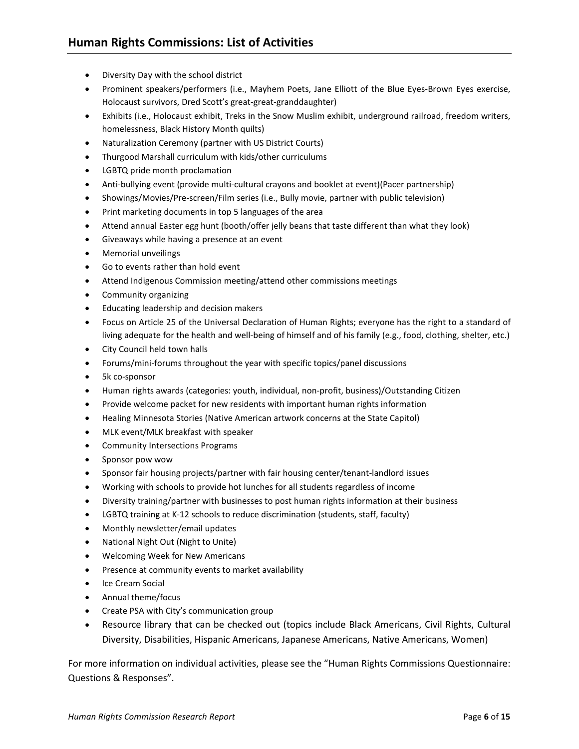## Human Rights Commissions: List of Activities

- Diversity Day with the school district
- Prominent speakers/performers (i.e., Mayhem Poets, Jane Elliott of the Blue Eyes-Brown Eyes exercise, Holocaust survivors, Dred Scott's great-great-granddaughter)
- Exhibits (i.e., Holocaust exhibit, Treks in the Snow Muslim exhibit, underground railroad, freedom writers, homelessness, Black History Month quilts)
- Naturalization Ceremony (partner with US District Courts)
- Thurgood Marshall curriculum with kids/other curriculums
- LGBTQ pride month proclamation
- Anti-bullying event (provide multi-cultural crayons and booklet at event)(Pacer partnership)
- Showings/Movies/Pre-screen/Film series (i.e., Bully movie, partner with public television)
- Print marketing documents in top 5 languages of the area
- Attend annual Easter egg hunt (booth/offer jelly beans that taste different than what they look)
- Giveaways while having a presence at an event
- Memorial unveilings
- Go to events rather than hold event
- Attend Indigenous Commission meeting/attend other commissions meetings
- Community organizing
- Educating leadership and decision makers
- Focus on Article 25 of the Universal Declaration of Human Rights; everyone has the right to a standard of living adequate for the health and well-being of himself and of his family (e.g., food, clothing, shelter, etc.)
- City Council held town halls
- Forums/mini-forums throughout the year with specific topics/panel discussions
- 5k co-sponsor
- Human rights awards (categories: youth, individual, non-profit, business)/Outstanding Citizen
- Provide welcome packet for new residents with important human rights information
- Healing Minnesota Stories (Native American artwork concerns at the State Capitol)
- MLK event/MLK breakfast with speaker
- Community Intersections Programs
- Sponsor pow wow
- Sponsor fair housing projects/partner with fair housing center/tenant-landlord issues
- Working with schools to provide hot lunches for all students regardless of income
- Diversity training/partner with businesses to post human rights information at their business
- LGBTQ training at K-12 schools to reduce discrimination (students, staff, faculty)
- Monthly newsletter/email updates
- National Night Out (Night to Unite)
- Welcoming Week for New Americans
- Presence at community events to market availability
- Ice Cream Social
- Annual theme/focus
- Create PSA with City's communication group
- Resource library that can be checked out (topics include Black Americans, Civil Rights, Cultural Diversity, Disabilities, Hispanic Americans, Japanese Americans, Native Americans, Women)

For more information on individual activities, please see the "Human Rights Commissions Questionnaire: Questions & Responses".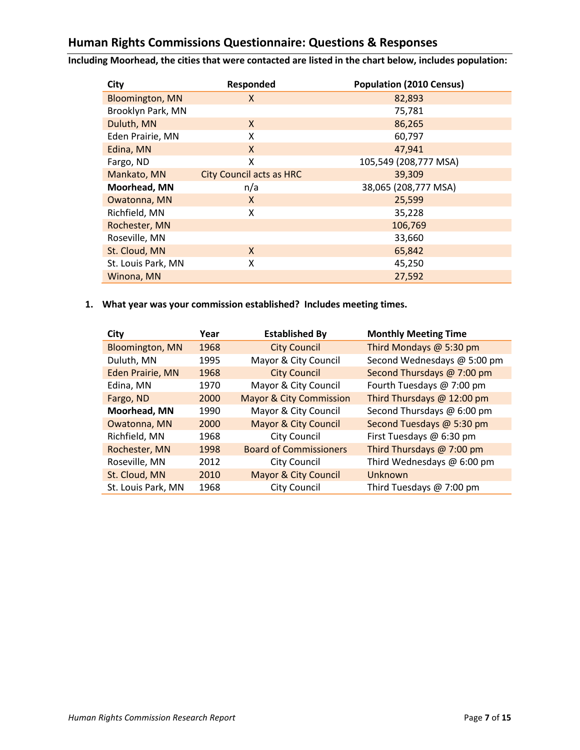## Human Rights Commissions Questionnaire: Questions & Responses

**Including Moorhead, the cities that were contacted are listed in the chart below, includes population:**

| City | Responded | Population (2010 Census) |
|---|---|---|
| Bloomington, MN | X | 82,893 |
| Brooklyn Park, MN | | 75,781 |
| Duluth, MN | X | 86,265 |
| Eden Prairie, MN | X | 60,797 |
| Edina, MN | X | 47,941 |
| Fargo, ND | X | 105,549 (208,777 MSA) |
| Mankato, MN | City Council acts as HRC | 39,309 |
| **Moorhead, MN** | n/a | 38,065 (208,777 MSA) |
| Owatonna, MN | X | 25,599 |
| Richfield, MN | X | 35,228 |
| Rochester, MN | | 106,769 |
| Roseville, MN | | 33,660 |
| St. Cloud, MN | X | 65,842 |
| St. Louis Park, MN | X | 45,250 |
| Winona, MN | | 27,592 |

1. **What year was your commission established? Includes meeting times.**

| City | Year | Established By | Monthly Meeting Time |
|---|---|---|---|
| Bloomington, MN | 1968 | City Council | Third Mondays @ 5:30 pm |
| Duluth, MN | 1995 | Mayor & City Council | Second Wednesdays @ 5:00 pm |
| Eden Prairie, MN | 1968 | City Council | Second Thursdays @ 7:00 pm |
| Edina, MN | 1970 | Mayor & City Council | Fourth Tuesdays @ 7:00 pm |
| Fargo, ND | 2000 | Mayor & City Commission | Third Thursdays @ 12:00 pm |
| **Moorhead, MN** | 1990 | Mayor & City Council | Second Thursdays @ 6:00 pm |
| Owatonna, MN | 2000 | Mayor & City Council | Second Tuesdays @ 5:30 pm |
| Richfield, MN | 1968 | City Council | First Tuesdays @ 6:30 pm |
| Rochester, MN | 1998 | Board of Commissioners | Third Thursdays @ 7:00 pm |
| Roseville, MN | 2012 | City Council | Third Wednesdays @ 6:00 pm |
| St. Cloud, MN | 2010 | Mayor & City Council | Unknown |
| St. Louis Park, MN | 1968 | City Council | Third Tuesdays @ 7:00 pm |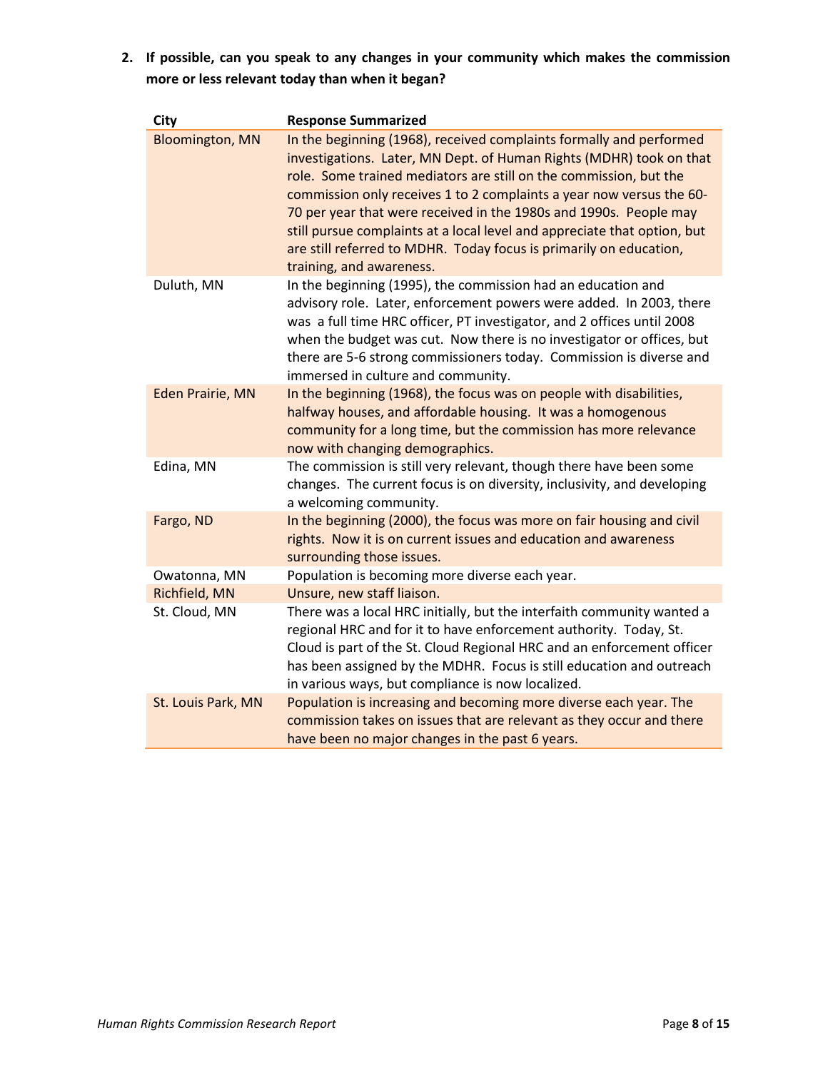2. **If possible, can you speak to any changes in your community which makes the commission more or less relevant today than when it began?**

| City | Response Summarized |
|---|---|
| Bloomington, MN | In the beginning (1968), received complaints formally and performed investigations. Later, MN Dept. of Human Rights (MDHR) took on that role. Some trained mediators are still on the commission, but the commission only receives 1 to 2 complaints a year now versus the 60-70 per year that were received in the 1980s and 1990s. People may still pursue complaints at a local level and appreciate that option, but are still referred to MDHR. Today focus is primarily on education, training, and awareness. |
| Duluth, MN | In the beginning (1995), the commission had an education and advisory role. Later, enforcement powers were added. In 2003, there was a full time HRC officer, PT investigator, and 2 offices until 2008 when the budget was cut. Now there is no investigator or offices, but there are 5-6 strong commissioners today. Commission is diverse and immersed in culture and community. |
| Eden Prairie, MN | In the beginning (1968), the focus was on people with disabilities, halfway houses, and affordable housing. It was a homogenous community for a long time, but the commission has more relevance now with changing demographics. |
| Edina, MN | The commission is still very relevant, though there have been some changes. The current focus is on diversity, inclusivity, and developing a welcoming community. |
| Fargo, ND | In the beginning (2000), the focus was more on fair housing and civil rights. Now it is on current issues and education and awareness surrounding those issues. |
| Owatonna, MN | Population is becoming more diverse each year. |
| Richfield, MN | Unsure, new staff liaison. |
| St. Cloud, MN | There was a local HRC initially, but the interfaith community wanted a regional HRC and for it to have enforcement authority. Today, St. Cloud is part of the St. Cloud Regional HRC and an enforcement officer has been assigned by the MDHR. Focus is still education and outreach in various ways, but compliance is now localized. |
| St. Louis Park, MN | Population is increasing and becoming more diverse each year. The commission takes on issues that are relevant as they occur and there have been no major changes in the past 6 years. |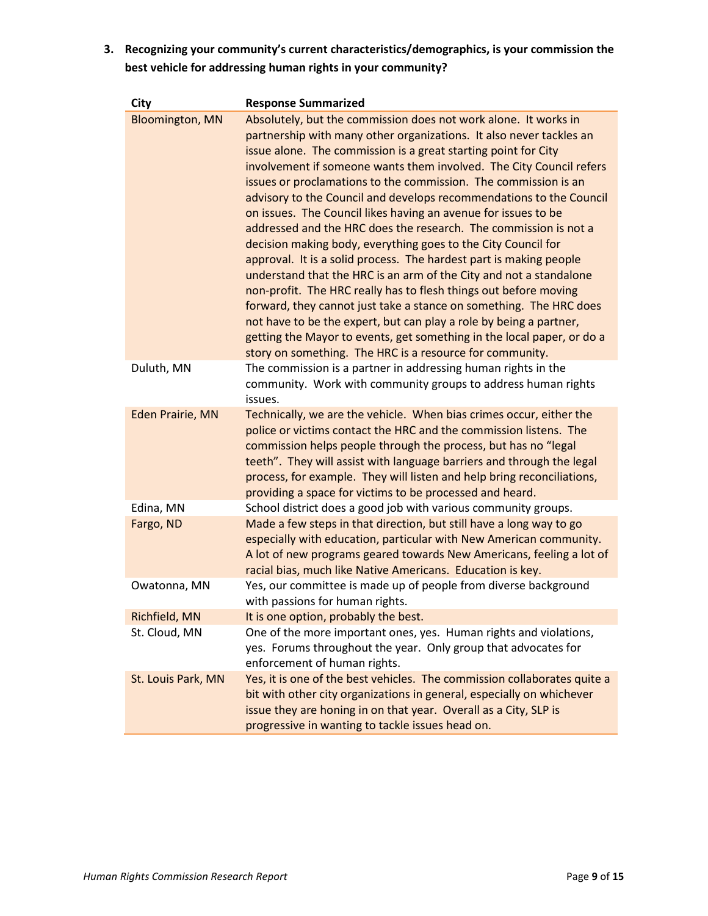3. **Recognizing your community's current characteristics/demographics, is your commission the best vehicle for addressing human rights in your community?**

| City | Response Summarized |
|---|---|
| Bloomington, MN | Absolutely, but the commission does not work alone. It works in partnership with many other organizations. It also never tackles an issue alone. The commission is a great starting point for City involvement if someone wants them involved. The City Council refers issues or proclamations to the commission. The commission is an advisory to the Council and develops recommendations to the Council on issues. The Council likes having an avenue for issues to be addressed and the HRC does the research. The commission is not a decision making body, everything goes to the City Council for approval. It is a solid process. The hardest part is making people understand that the HRC is an arm of the City and not a standalone non-profit. The HRC really has to flesh things out before moving forward, they cannot just take a stance on something. The HRC does not have to be the expert, but can play a role by being a partner, getting the Mayor to events, get something in the local paper, or do a story on something. The HRC is a resource for community. |
| Duluth, MN | The commission is a partner in addressing human rights in the community. Work with community groups to address human rights issues. |
| Eden Prairie, MN | Technically, we are the vehicle. When bias crimes occur, either the police or victims contact the HRC and the commission listens. The commission helps people through the process, but has no "legal teeth". They will assist with language barriers and through the legal process, for example. They will listen and help bring reconciliations, providing a space for victims to be processed and heard. |
| Edina, MN | School district does a good job with various community groups. |
| Fargo, ND | Made a few steps in that direction, but still have a long way to go especially with education, particular with New American community. A lot of new programs geared towards New Americans, feeling a lot of racial bias, much like Native Americans. Education is key. |
| Owatonna, MN | Yes, our committee is made up of people from diverse background with passions for human rights. |
| Richfield, MN | It is one option, probably the best. |
| St. Cloud, MN | One of the more important ones, yes. Human rights and violations, yes. Forums throughout the year. Only group that advocates for enforcement of human rights. |
| St. Louis Park, MN | Yes, it is one of the best vehicles. The commission collaborates quite a bit with other city organizations in general, especially on whichever issue they are honing in on that year. Overall as a City, SLP is progressive in wanting to tackle issues head on. |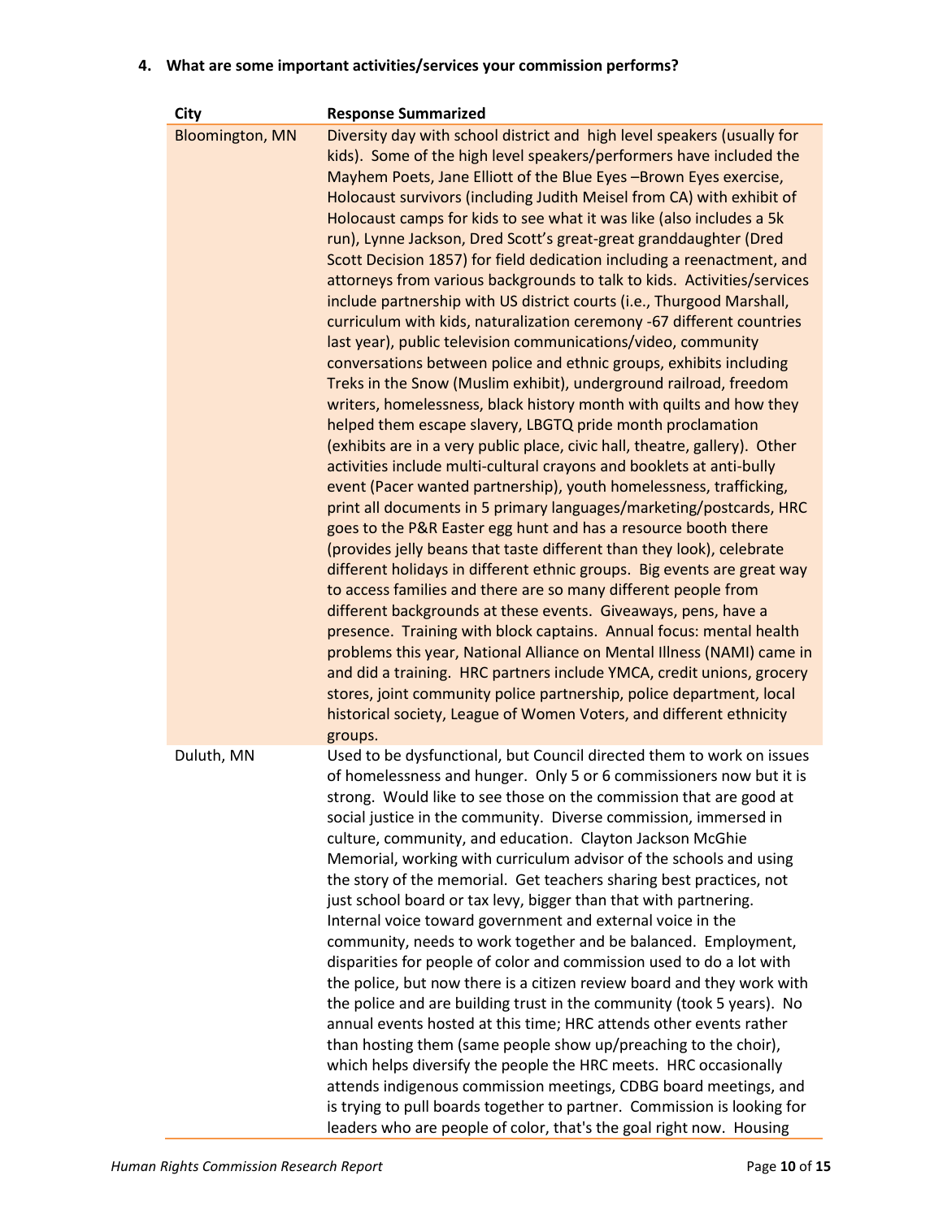**4. What are some important activities/services your commission performs?**

| City | Response Summarized |
|---|---|
| Bloomington, MN | Diversity day with school district and high level speakers (usually for kids). Some of the high level speakers/performers have included the Mayhem Poets, Jane Elliott of the Blue Eyes –Brown Eyes exercise, Holocaust survivors (including Judith Meisel from CA) with exhibit of Holocaust camps for kids to see what it was like (also includes a 5k run), Lynne Jackson, Dred Scott's great-great granddaughter (Dred Scott Decision 1857) for field dedication including a reenactment, and attorneys from various backgrounds to talk to kids. Activities/services include partnership with US district courts (i.e., Thurgood Marshall, curriculum with kids, naturalization ceremony -67 different countries last year), public television communications/video, community conversations between police and ethnic groups, exhibits including Treks in the Snow (Muslim exhibit), underground railroad, freedom writers, homelessness, black history month with quilts and how they helped them escape slavery, LBGTQ pride month proclamation (exhibits are in a very public place, civic hall, theatre, gallery). Other activities include multi-cultural crayons and booklets at anti-bully event (Pacer wanted partnership), youth homelessness, trafficking, print all documents in 5 primary languages/marketing/postcards, HRC goes to the P&R Easter egg hunt and has a resource booth there (provides jelly beans that taste different than they look), celebrate different holidays in different ethnic groups. Big events are great way to access families and there are so many different people from different backgrounds at these events. Giveaways, pens, have a presence. Training with block captains. Annual focus: mental health problems this year, National Alliance on Mental Illness (NAMI) came in and did a training. HRC partners include YMCA, credit unions, grocery stores, joint community police partnership, police department, local historical society, League of Women Voters, and different ethnicity groups. |
| Duluth, MN | Used to be dysfunctional, but Council directed them to work on issues of homelessness and hunger. Only 5 or 6 commissioners now but it is strong. Would like to see those on the commission that are good at social justice in the community. Diverse commission, immersed in culture, community, and education. Clayton Jackson McGhie Memorial, working with curriculum advisor of the schools and using the story of the memorial. Get teachers sharing best practices, not just school board or tax levy, bigger than that with partnering. Internal voice toward government and external voice in the community, needs to work together and be balanced. Employment, disparities for people of color and commission used to do a lot with the police, but now there is a citizen review board and they work with the police and are building trust in the community (took 5 years). No annual events hosted at this time; HRC attends other events rather than hosting them (same people show up/preaching to the choir), which helps diversify the people the HRC meets. HRC occasionally attends indigenous commission meetings, CDBG board meetings, and is trying to pull boards together to partner. Commission is looking for leaders who are people of color, that's the goal right now. Housing |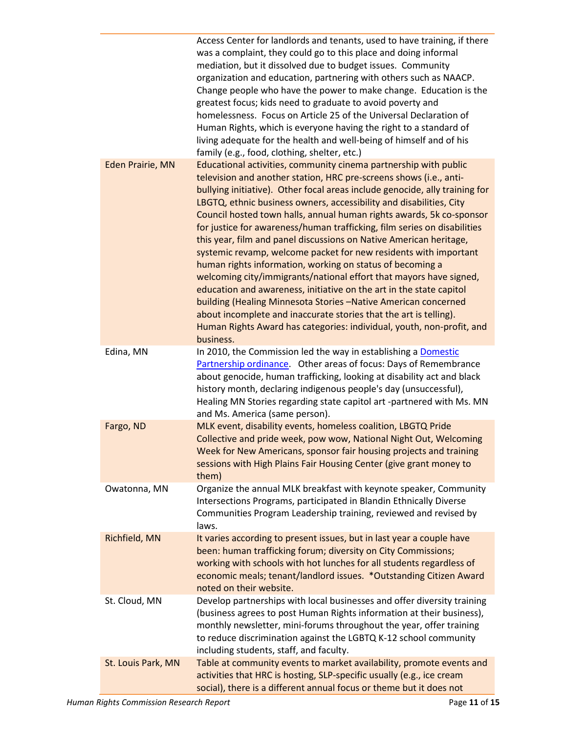| | |
|---|---|
| | Access Center for landlords and tenants, used to have training, if there was a complaint, they could go to this place and doing informal mediation, but it dissolved due to budget issues. Community organization and education, partnering with others such as NAACP. Change people who have the power to make change. Education is the greatest focus; kids need to graduate to avoid poverty and homelessness. Focus on Article 25 of the Universal Declaration of Human Rights, which is everyone having the right to a standard of living adequate for the health and well-being of himself and of his family (e.g., food, clothing, shelter, etc.) |
| Eden Prairie, MN | Educational activities, community cinema partnership with public television and another station, HRC pre-screens shows (i.e., anti-bullying initiative). Other focal areas include genocide, ally training for LBGTQ, ethnic business owners, accessibility and disabilities, City Council hosted town halls, annual human rights awards, 5k co-sponsor for justice for awareness/human trafficking, film series on disabilities this year, film and panel discussions on Native American heritage, systemic revamp, welcome packet for new residents with important human rights information, working on status of becoming a welcoming city/immigrants/national effort that mayors have signed, education and awareness, initiative on the art in the state capitol building (Healing Minnesota Stories –Native American concerned about incomplete and inaccurate stories that the art is telling). Human Rights Award has categories: individual, youth, non-profit, and business. |
| Edina, MN | In 2010, the Commission led the way in establishing a [Domestic Partnership ordinance](). Other areas of focus: Days of Remembrance about genocide, human trafficking, looking at disability act and black history month, declaring indigenous people's day (unsuccessful), Healing MN Stories regarding state capitol art -partnered with Ms. MN and Ms. America (same person). |
| Fargo, ND | MLK event, disability events, homeless coalition, LBGTQ Pride Collective and pride week, pow wow, National Night Out, Welcoming Week for New Americans, sponsor fair housing projects and training sessions with High Plains Fair Housing Center (give grant money to them) |
| Owatonna, MN | Organize the annual MLK breakfast with keynote speaker, Community Intersections Programs, participated in Blandin Ethnically Diverse Communities Program Leadership training, reviewed and revised by laws. |
| Richfield, MN | It varies according to present issues, but in last year a couple have been: human trafficking forum; diversity on City Commissions; working with schools with hot lunches for all students regardless of economic meals; tenant/landlord issues. *Outstanding Citizen Award noted on their website. |
| St. Cloud, MN | Develop partnerships with local businesses and offer diversity training (business agrees to post Human Rights information at their business), monthly newsletter, mini-forums throughout the year, offer training to reduce discrimination against the LGBTQ K-12 school community including students, staff, and faculty. |
| St. Louis Park, MN | Table at community events to market availability, promote events and activities that HRC is hosting, SLP-specific usually (e.g., ice cream social), there is a different annual focus or theme but it does not |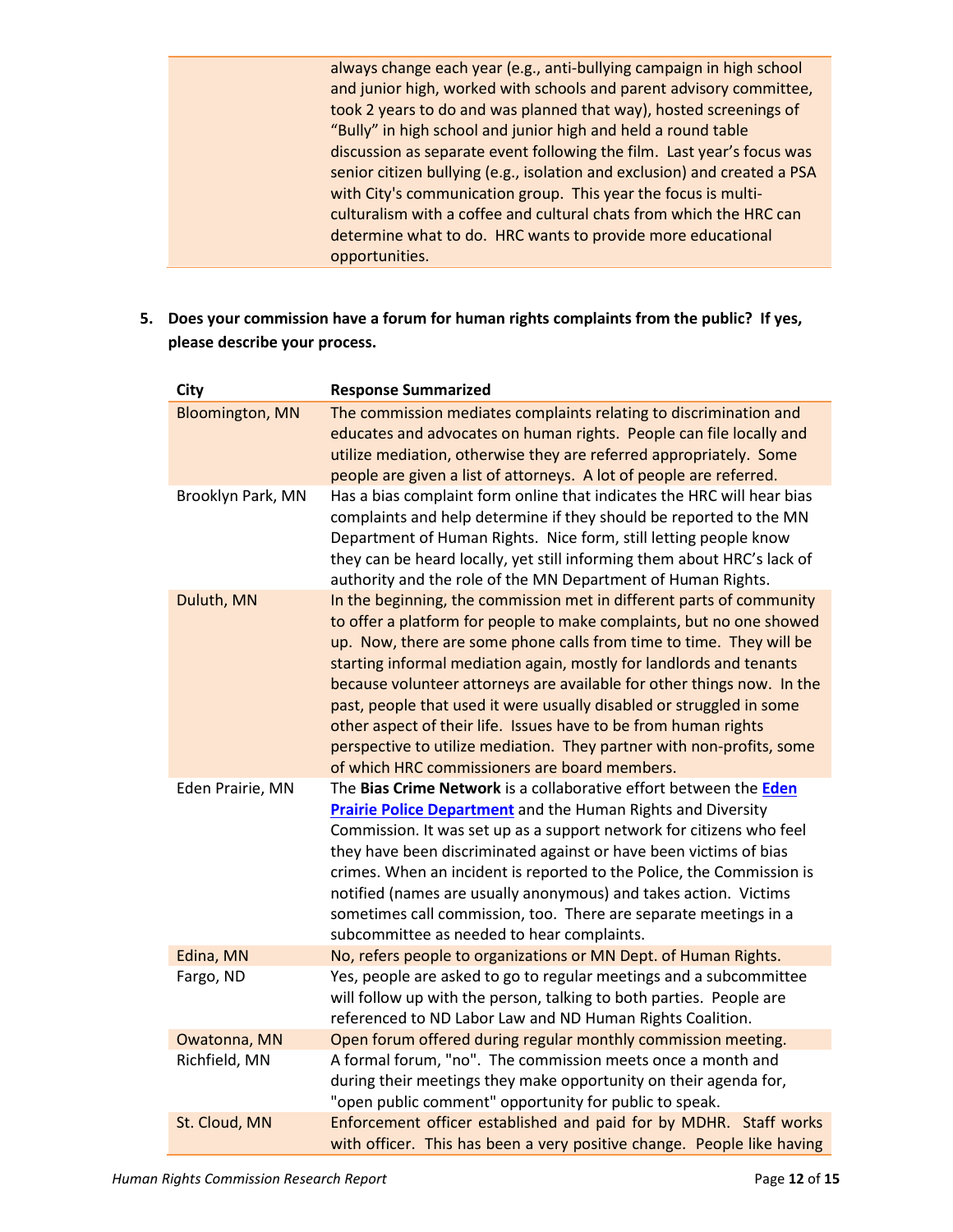| | |
|---|---|
| | always change each year (e.g., anti-bullying campaign in high school and junior high, worked with schools and parent advisory committee, took 2 years to do and was planned that way), hosted screenings of "Bully" in high school and junior high and held a round table discussion as separate event following the film. Last year's focus was senior citizen bullying (e.g., isolation and exclusion) and created a PSA with City's communication group. This year the focus is multi-culturalism with a coffee and cultural chats from which the HRC can determine what to do. HRC wants to provide more educational opportunities. |

**5. Does your commission have a forum for human rights complaints from the public? If yes, please describe your process.**

| City | Response Summarized |
|---|---|
| Bloomington, MN | The commission mediates complaints relating to discrimination and educates and advocates on human rights. People can file locally and utilize mediation, otherwise they are referred appropriately. Some people are given a list of attorneys. A lot of people are referred. |
| Brooklyn Park, MN | Has a bias complaint form online that indicates the HRC will hear bias complaints and help determine if they should be reported to the MN Department of Human Rights. Nice form, still letting people know they can be heard locally, yet still informing them about HRC's lack of authority and the role of the MN Department of Human Rights. |
| Duluth, MN | In the beginning, the commission met in different parts of community to offer a platform for people to make complaints, but no one showed up. Now, there are some phone calls from time to time. They will be starting informal mediation again, mostly for landlords and tenants because volunteer attorneys are available for other things now. In the past, people that used it were usually disabled or struggled in some other aspect of their life. Issues have to be from human rights perspective to utilize mediation. They partner with non-profits, some of which HRC commissioners are board members. |
| Eden Prairie, MN | The **Bias Crime Network** is a collaborative effort between the **Eden Prairie Police Department** and the Human Rights and Diversity Commission. It was set up as a support network for citizens who feel they have been discriminated against or have been victims of bias crimes. When an incident is reported to the Police, the Commission is notified (names are usually anonymous) and takes action. Victims sometimes call commission, too. There are separate meetings in a subcommittee as needed to hear complaints. |
| Edina, MN | No, refers people to organizations or MN Dept. of Human Rights. |
| Fargo, ND | Yes, people are asked to go to regular meetings and a subcommittee will follow up with the person, talking to both parties. People are referenced to ND Labor Law and ND Human Rights Coalition. |
| Owatonna, MN | Open forum offered during regular monthly commission meeting. |
| Richfield, MN | A formal forum, "no". The commission meets once a month and during their meetings they make opportunity on their agenda for, "open public comment" opportunity for public to speak. |
| St. Cloud, MN | Enforcement officer established and paid for by MDHR. Staff works with officer. This has been a very positive change. People like having |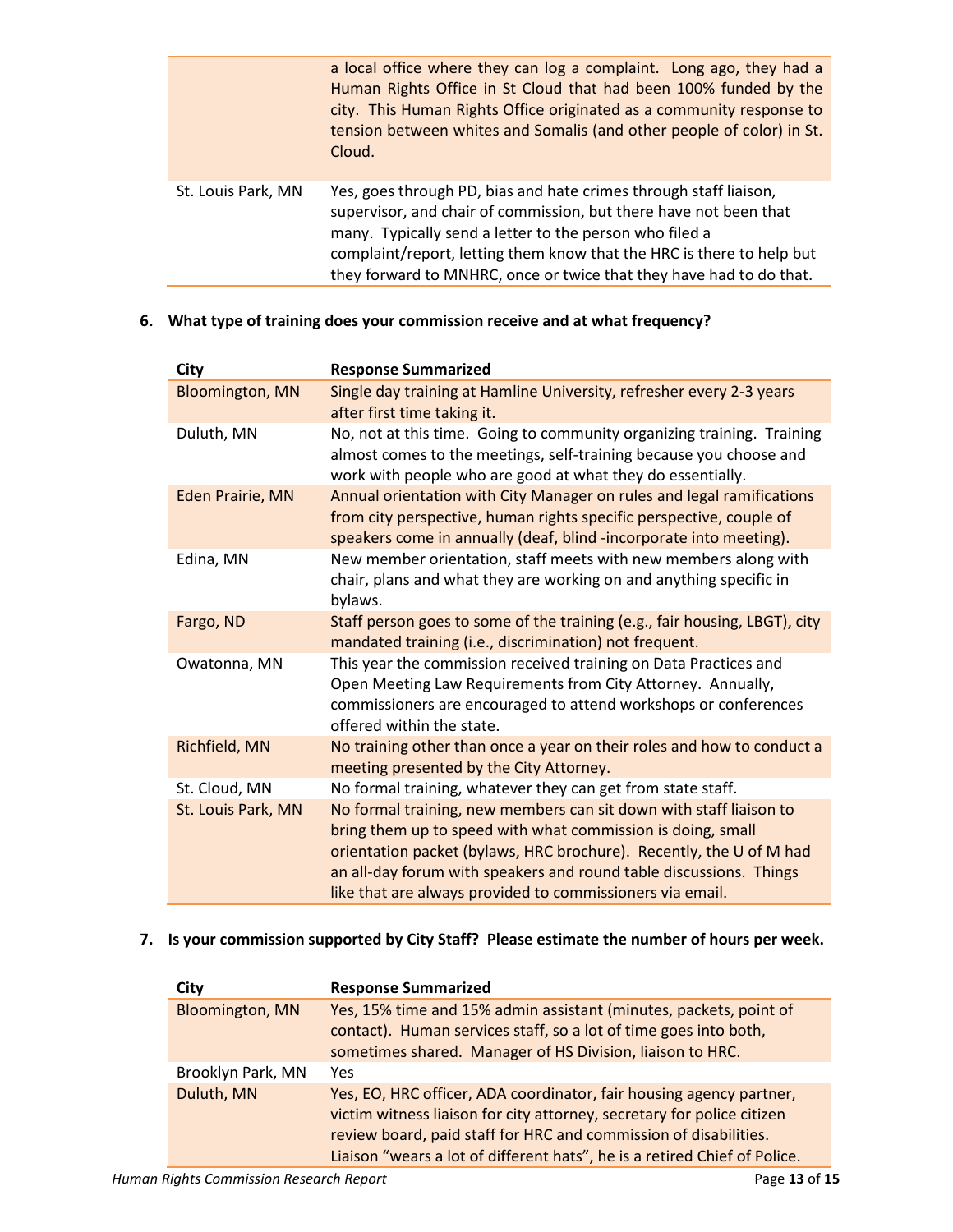| | |
|---|---|
| | a local office where they can log a complaint. Long ago, they had a Human Rights Office in St Cloud that had been 100% funded by the city. This Human Rights Office originated as a community response to tension between whites and Somalis (and other people of color) in St. Cloud. |
| St. Louis Park, MN | Yes, goes through PD, bias and hate crimes through staff liaison, supervisor, and chair of commission, but there have not been that many. Typically send a letter to the person who filed a complaint/report, letting them know that the HRC is there to help but they forward to MNHRC, once or twice that they have had to do that. |

**6. What type of training does your commission receive and at what frequency?**

| City | Response Summarized |
|---|---|
| Bloomington, MN | Single day training at Hamline University, refresher every 2-3 years after first time taking it. |
| Duluth, MN | No, not at this time. Going to community organizing training. Training almost comes to the meetings, self-training because you choose and work with people who are good at what they do essentially. |
| Eden Prairie, MN | Annual orientation with City Manager on rules and legal ramifications from city perspective, human rights specific perspective, couple of speakers come in annually (deaf, blind -incorporate into meeting). |
| Edina, MN | New member orientation, staff meets with new members along with chair, plans and what they are working on and anything specific in bylaws. |
| Fargo, ND | Staff person goes to some of the training (e.g., fair housing, LBGT), city mandated training (i.e., discrimination) not frequent. |
| Owatonna, MN | This year the commission received training on Data Practices and Open Meeting Law Requirements from City Attorney. Annually, commissioners are encouraged to attend workshops or conferences offered within the state. |
| Richfield, MN | No training other than once a year on their roles and how to conduct a meeting presented by the City Attorney. |
| St. Cloud, MN | No formal training, whatever they can get from state staff. |
| St. Louis Park, MN | No formal training, new members can sit down with staff liaison to bring them up to speed with what commission is doing, small orientation packet (bylaws, HRC brochure). Recently, the U of M had an all-day forum with speakers and round table discussions. Things like that are always provided to commissioners via email. |

**7. Is your commission supported by City Staff? Please estimate the number of hours per week.**

| City | Response Summarized |
|---|---|
| Bloomington, MN | Yes, 15% time and 15% admin assistant (minutes, packets, point of contact). Human services staff, so a lot of time goes into both, sometimes shared. Manager of HS Division, liaison to HRC. |
| Brooklyn Park, MN | Yes |
| Duluth, MN | Yes, EO, HRC officer, ADA coordinator, fair housing agency partner, victim witness liaison for city attorney, secretary for police citizen review board, paid staff for HRC and commission of disabilities. Liaison "wears a lot of different hats", he is a retired Chief of Police. |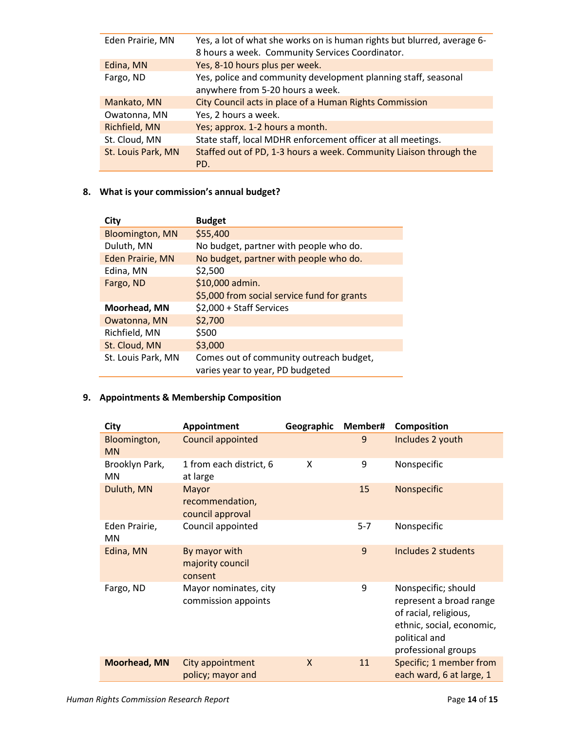| | |
|---|---|
| Eden Prairie, MN | Yes, a lot of what she works on is human rights but blurred, average 6-8 hours a week. Community Services Coordinator. |
| Edina, MN | Yes, 8-10 hours plus per week. |
| Fargo, ND | Yes, police and community development planning staff, seasonal anywhere from 5-20 hours a week. |
| Mankato, MN | City Council acts in place of a Human Rights Commission |
| Owatonna, MN | Yes, 2 hours a week. |
| Richfield, MN | Yes; approx. 1-2 hours a month. |
| St. Cloud, MN | State staff, local MDHR enforcement officer at all meetings. |
| St. Louis Park, MN | Staffed out of PD, 1-3 hours a week. Community Liaison through the PD. |

8. **What is your commission's annual budget?**

| City | Budget |
|---|---|
| Bloomington, MN | $55,400 |
| Duluth, MN | No budget, partner with people who do. |
| Eden Prairie, MN | No budget, partner with people who do. |
| Edina, MN | $2,500 |
| Fargo, ND | $10,000 admin.<br>$5,000 from social service fund for grants |
| **Moorhead, MN** | $2,000 + Staff Services |
| Owatonna, MN | $2,700 |
| Richfield, MN | $500 |
| St. Cloud, MN | $3,000 |
| St. Louis Park, MN | Comes out of community outreach budget, varies year to year, PD budgeted |

9. **Appointments & Membership Composition**

| City | Appointment | Geographic | Member# | Composition |
|---|---|---|---|---|
| Bloomington, MN | Council appointed | | 9 | Includes 2 youth |
| Brooklyn Park, MN | 1 from each district, 6 at large | X | 9 | Nonspecific |
| Duluth, MN | Mayor recommendation, council approval | | 15 | Nonspecific |
| Eden Prairie, MN | Council appointed | | 5-7 | Nonspecific |
| Edina, MN | By mayor with majority council consent | | 9 | Includes 2 students |
| Fargo, ND | Mayor nominates, city commission appoints | | 9 | Nonspecific; should represent a broad range of racial, religious, ethnic, social, economic, political and professional groups |
| **Moorhead, MN** | City appointment policy; mayor and | X | 11 | Specific; 1 member from each ward, 6 at large, 1 |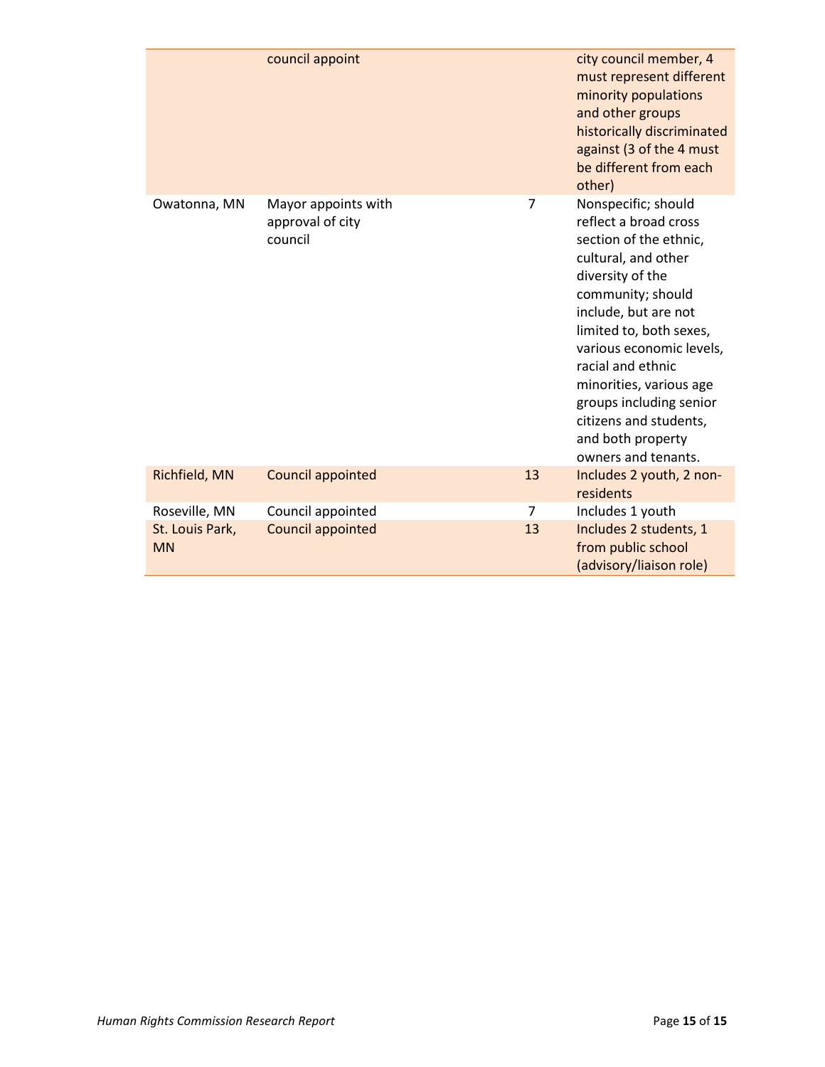| | | | |
|---|---|---|---|
| | council appoint | | city council member, 4 must represent different minority populations and other groups historically discriminated against (3 of the 4 must be different from each other) |
| Owatonna, MN | Mayor appoints with approval of city council | 7 | Nonspecific; should reflect a broad cross section of the ethnic, cultural, and other diversity of the community; should include, but are not limited to, both sexes, various economic levels, racial and ethnic minorities, various age groups including senior citizens and students, and both property owners and tenants. |
| Richfield, MN | Council appointed | 13 | Includes 2 youth, 2 non-residents |
| Roseville, MN | Council appointed | 7 | Includes 1 youth |
| St. Louis Park, MN | Council appointed | 13 | Includes 2 students, 1 from public school (advisory/liaison role) |